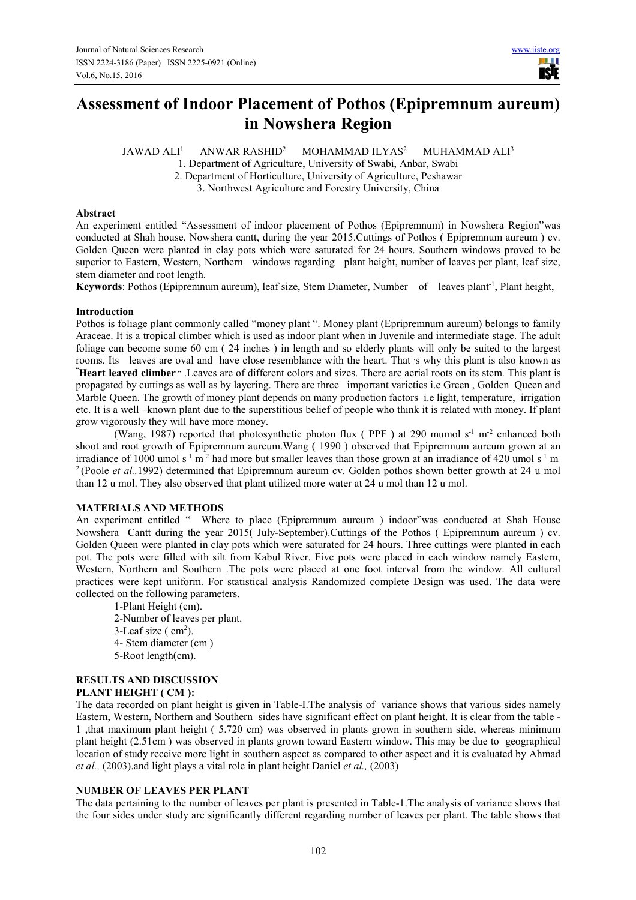# Assessment of Indoor Placement of Pothos (Epipremnum aureum) in Nowshera Region

JAWAD ALI[1] ANWAR RASHID[2] MOHAMMAD ILYAS[2] MUHAMMAD ALI[3]

1. Department of Agriculture, University of Swabi, Anbar, Swabi
2. Department of Horticulture, University of Agriculture, Peshawar
3. Northwest Agriculture and Forestry University, China

## Abstract

An experiment entitled "Assessment of indoor placement of Pothos (Epipremnum) in Nowshera Region"was conducted at Shah house, Nowshera cantt, during the year 2015.Cuttings of Pothos ( Epipremnum aureum ) cv. Golden Queen were planted in clay pots which were saturated for 24 hours. Southern windows proved to be superior to Eastern, Western, Northern windows regarding plant height, number of leaves per plant, leaf size, stem diameter and root length.

**Keywords**: Pothos (Epipremnum aureum), leaf size, Stem Diameter, Number of leaves plant$^{-1}$, Plant height,

## Introduction

Pothos is foliage plant commonly called "money plant ". Money plant (Eprripremnum aureum) belongs to family Araceae. It is a tropical climber which is used as indoor plant when in Juvenile and intermediate stage. The adult foliage can become some 60 cm ( 24 inches ) in length and so elderly plants will only be suited to the largest rooms. Its leaves are oval and have close resemblance with the heart. That ' s why this plant is also known as "**Heart leaved climber** " .Leaves are of different colors and sizes. There are aerial roots on its stem. This plant is propagated by cuttings as well as by layering. There are three important varieties i.e Green , Golden Queen and Marble Queen. The growth of money plant depends on many production factors i.e light, temperature, irrigation etc. It is a well –known plant due to the superstitious belief of people who think it is related with money. If plant grow vigorously they will have more money.

(Wang, 1987) reported that photosynthetic photon flux ( PPF ) at 290 mumol $s^{-1}$ $m^{-2}$ enhanced both shoot and root growth of Epipremnum aureum.Wang ( 1990 ) observed that Epipremnum aureum grown at an irradiance of 1000 umol $s^{-1}$ $m^{-2}$ had more but smaller leaves than those grown at an irradiance of 420 umol $s^{-1}$ $m^{-2}$.(Poole *et al.,*1992) determined that Epipremnum aureum cv. Golden pothos shown better growth at 24 u mol than 12 u mol. They also observed that plant utilized more water at 24 u mol than 12 u mol.

## MATERIALS AND METHODS

An experiment entitled " Where to place (Epipremnum aureum ) indoor"was conducted at Shah House Nowshera Cantt during the year 2015( July-September).Cuttings of the Pothos ( Epipremnum aureum ) cv. Golden Queen were planted in clay pots which were saturated for 24 hours. Three cuttings were planted in each pot. The pots were filled with silt from Kabul River. Five pots were placed in each window namely Eastern, Western, Northern and Southern .The pots were placed at one foot interval from the window. All cultural practices were kept uniform. For statistical analysis Randomized complete Design was used. The data were collected on the following parameters.

1-Plant Height (cm).
2-Number of leaves per plant.
3-Leaf size ( $cm^2$).
4- Stem diameter (cm )
5-Root length(cm).

## RESULTS AND DISCUSSION

### PLANT HEIGHT ( CM ):

The data recorded on plant height is given in Table-I.The analysis of variance shows that various sides namely Eastern, Western, Northern and Southern sides have significant effect on plant height. It is clear from the table -1 ,that maximum plant height ( 5.720 cm) was observed in plants grown in southern side, whereas minimum plant height (2.51cm ) was observed in plants grown toward Eastern window. This may be due to geographical location of study receive more light in southern aspect as compared to other aspect and it is evaluated by Ahmad *et al.,* (2003).and light plays a vital role in plant height Daniel *et al.,* (2003)

### NUMBER OF LEAVES PER PLANT

The data pertaining to the number of leaves per plant is presented in Table-1.The analysis of variance shows that the four sides under study are significantly different regarding number of leaves per plant. The table shows that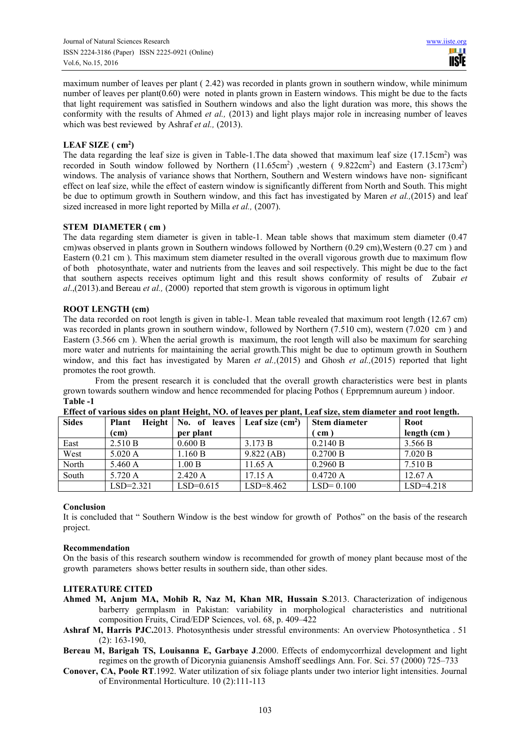maximum number of leaves per plant ( 2.42) was recorded in plants grown in southern window, while minimum number of leaves per plant(0.60) were noted in plants grown in Eastern windows. This might be due to the facts that light requirement was satisfied in Southern windows and also the light duration was more, this shows the conformity with the results of Ahmed *et al.,* (2013) and light plays major role in increasing number of leaves which was best reviewed by Ashraf *et al.,* (2013).

### LEAF SIZE ( $cm^2$)

The data regarding the leaf size is given in Table-1.The data showed that maximum leaf size (17.15$cm^2$) was recorded in South window followed by Northern (11.65$cm^2$) ,western ( 9.822$cm^2$) and Eastern (3.173$cm^2$) windows. The analysis of variance shows that Northern, Southern and Western windows have non- significant effect on leaf size, while the effect of eastern window is significantly different from North and South. This might be due to optimum growth in Southern window, and this fact has investigated by Maren *et al.,*(2015) and leaf sized increased in more light reported by Milla *et al.,* (2007).

### STEM DIAMETER ( cm )

The data regarding stem diameter is given in table-1. Mean table shows that maximum stem diameter (0.47 cm)was observed in plants grown in Southern windows followed by Northern (0.29 cm),Western (0.27 cm ) and Eastern (0.21 cm ). This maximum stem diameter resulted in the overall vigorous growth due to maximum flow of both photosynthate, water and nutrients from the leaves and soil respectively. This might be due to the fact that southern aspects receives optimum light and this result shows conformity of results of Zubair *et al*.,(2013).and Bereau *et al.,* (2000) reported that stem growth is vigorous in optimum light

### ROOT LENGTH (cm)

The data recorded on root length is given in table-1. Mean table revealed that maximum root length (12.67 cm) was recorded in plants grown in southern window, followed by Northern (7.510 cm), western (7.020 cm ) and Eastern (3.566 cm ). When the aerial growth is maximum, the root length will also be maximum for searching more water and nutrients for maintaining the aerial growth.This might be due to optimum growth in Southern window, and this fact has investigated by Maren *et al.,*(2015) and Ghosh *et al.,*(2015) reported that light promotes the root growth.

From the present research it is concluded that the overall growth characteristics were best in plants grown towards southern window and hence recommended for placing Pothos ( Eprpremnum aureum ) indoor.

**Table -1**

**Effect of various sides on plant Height, NO. of leaves per plant, Leaf size, stem diameter and root length.**

| Sides | Plant Height (cm) | No. of leaves per plant | Leaf size ($cm^2$) | Stem diameter ( cm ) | Root length (cm ) |
|---|---|---|---|---|---|
| East | 2.510 B | 0.600 B | 3.173 B | 0.2140 B | 3.566 B |
| West | 5.020 A | 1.160 B | 9.822 (AB) | 0.2700 B | 7.020 B |
| North | 5.460 A | 1.00 B | 11.65 A | 0.2960 B | 7.510 B |
| South | 5.720 A | 2.420 A | 17.15 A | 0.4720 A | 12.67 A |
| | LSD=2.321 | LSD=0.615 | LSD=8.462 | LSD= 0.100 | LSD=4.218 |

### Conclusion

It is concluded that " Southern Window is the best window for growth of Pothos" on the basis of the research project.

### Recommendation

On the basis of this research southern window is recommended for growth of money plant because most of the growth parameters shows better results in southern side, than other sides.

### LITERATURE CITED

**Ahmed M, Anjum MA, Mohib R, Naz M, Khan MR, Hussain S**.2013. Characterization of indigenous barberry germplasm in Pakistan: variability in morphological characteristics and nutritional composition Fruits, Cirad/EDP Sciences, vol. 68, p. 409–422

**Ashraf M, Harris PJC.**2013. Photosynthesis under stressful environments: An overview Photosynthetica . 51 (2): 163-190,

**Bereau M, Barigah TS, Louisanna E, Garbaye J**.2000. Effects of endomycorrhizal development and light regimes on the growth of Dicorynia guianensis Amshoff seedlings Ann. For. Sci. 57 (2000) 725–733

**Conover, CA, Poole RT**.1992. Water utilization of six foliage plants under two interior light intensities. Journal of Environmental Horticulture. 10 (2):111-113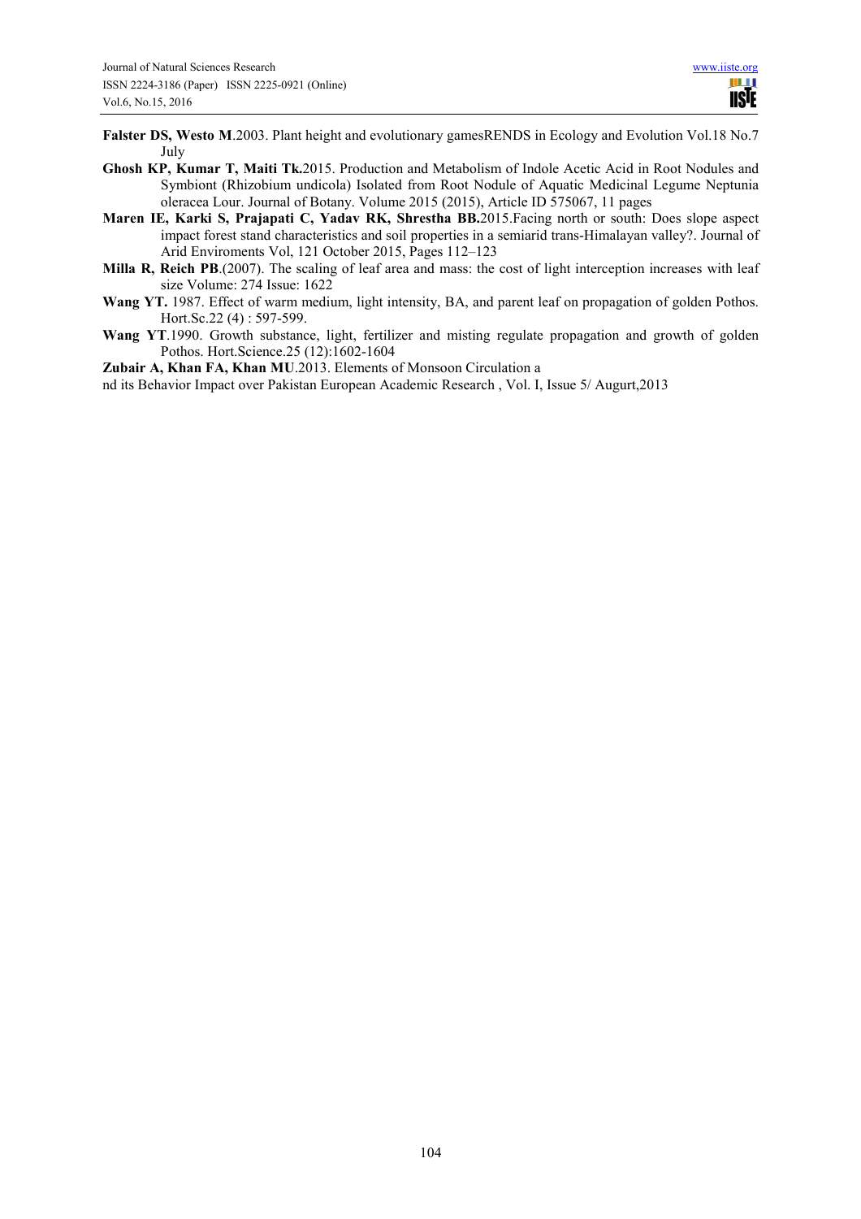**Falster DS, Westo M**.2003. Plant height and evolutionary gamesRENDS in Ecology and Evolution Vol.18 No.7 July

**Ghosh KP, Kumar T, Maiti Tk.**2015. Production and Metabolism of Indole Acetic Acid in Root Nodules and Symbiont (Rhizobium undicola) Isolated from Root Nodule of Aquatic Medicinal Legume Neptunia oleracea Lour. Journal of Botany. Volume 2015 (2015), Article ID 575067, 11 pages

**Maren IE, Karki S, Prajapati C, Yadav RK, Shrestha BB.**2015.Facing north or south: Does slope aspect impact forest stand characteristics and soil properties in a semiarid trans-Himalayan valley?. Journal of Arid Enviroments Vol, 121 October 2015, Pages 112–123

**Milla R, Reich PB**.(2007). The scaling of leaf area and mass: the cost of light interception increases with leaf size Volume: 274 Issue: 1622

**Wang YT.** 1987. Effect of warm medium, light intensity, BA, and parent leaf on propagation of golden Pothos. Hort.Sc.22 (4) : 597-599.

**Wang YT**.1990. Growth substance, light, fertilizer and misting regulate propagation and growth of golden Pothos. Hort.Science.25 (12):1602-1604

**Zubair A, Khan FA, Khan MU**.2013. Elements of Monsoon Circulation a
nd its Behavior Impact over Pakistan European Academic Research , Vol. I, Issue 5/ Augurt,2013